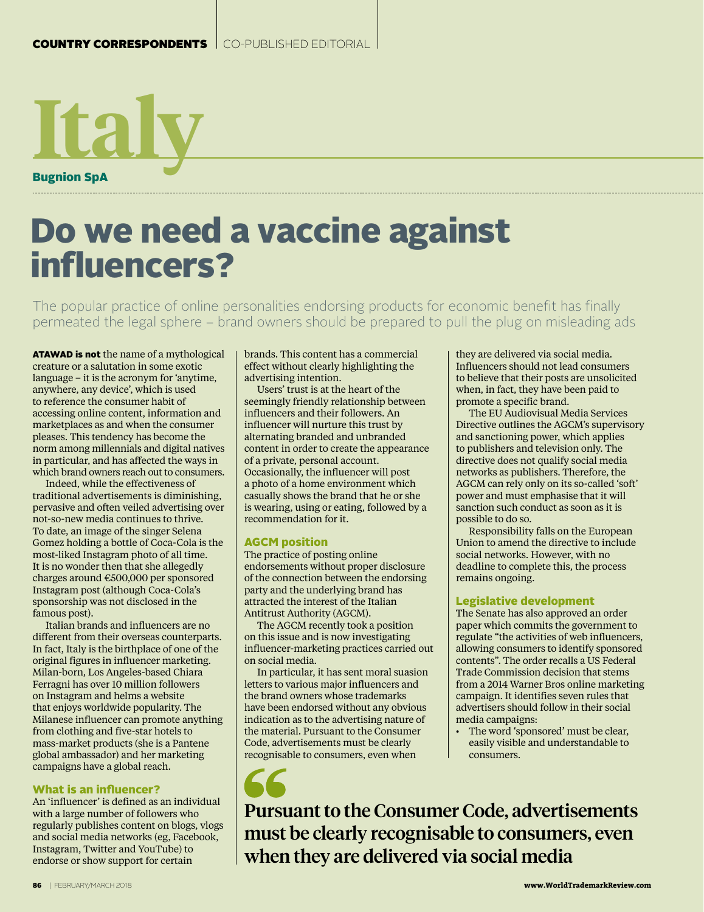COUNTRY CORRESPONDENTS | CO-PUBLISHED EDITORIAL

# Italy

**Bugnion SpA**

# Do we need a vaccine against influencers?

The popular practice of online personalities endorsing products for economic benefit has finally permeated the legal sphere – brand owners should be prepared to pull the plug on misleading ads

**ATAWAD is not** the name of a mythological creature or a salutation in some exotic language – it is the acronym for 'anytime, anywhere, any device', which is used to reference the consumer habit of accessing online content, information and marketplaces as and when the consumer pleases. This tendency has become the norm among millennials and digital natives in particular, and has affected the ways in which brand owners reach out to consumers.

Indeed, while the effectiveness of traditional advertisements is diminishing, pervasive and often veiled advertising over not-so-new media continues to thrive. To date, an image of the singer Selena Gomez holding a bottle of Coca-Cola is the most-liked Instagram photo of all time. It is no wonder then that she allegedly charges around €500,000 per sponsored Instagram post (although Coca-Cola's sponsorship was not disclosed in the famous post).

Italian brands and influencers are no different from their overseas counterparts. In fact, Italy is the birthplace of one of the original figures in influencer marketing. Milan-born, Los Angeles-based Chiara Ferragni has over 10 million followers on Instagram and helms a website that enjoys worldwide popularity. The Milanese influencer can promote anything from clothing and five-star hotels to mass-market products (she is a Pantene global ambassador) and her marketing campaigns have a global reach.

## What is an influencer?

An 'influencer' is defined as an individual with a large number of followers who regularly publishes content on blogs, vlogs and social media networks (eg, Facebook, Instagram, Twitter and YouTube) to endorse or show support for certain brands. This content has a commercial effect without clearly highlighting the advertising intention.

Users' trust is at the heart of the seemingly friendly relationship between influencers and their followers. An influencer will nurture this trust by alternating branded and unbranded content in order to create the appearance of a private, personal account. Occasionally, the influencer will post a photo of a home environment which casually shows the brand that he or she is wearing, using or eating, followed by a recommendation for it.

## AGCM position

The practice of posting online endorsements without proper disclosure of the connection between the endorsing party and the underlying brand has attracted the interest of the Italian Antitrust Authority (AGCM).

The AGCM recently took a position on this issue and is now investigating influencer-marketing practices carried out on social media.

In particular, it has sent moral suasion letters to various major influencers and the brand owners whose trademarks have been endorsed without any obvious indication as to the advertising nature of the material. Pursuant to the Consumer Code, advertisements must be clearly recognisable to consumers, even when they are delivered via social media. Influencers should not lead consumers to believe that their posts are unsolicited when, in fact, they have been paid to promote a specific brand.

The EU Audiovisual Media Services Directive outlines the AGCM's supervisory and sanctioning power, which applies to publishers and television only. The directive does not qualify social media networks as publishers. Therefore, the AGCM can rely only on its so-called 'soft' power and must emphasise that it will sanction such conduct as soon as it is possible to do so.

Responsibility falls on the European Union to amend the directive to include social networks. However, with no deadline to complete this, the process remains ongoing.

## Legislative development

The Senate has also approved an order paper which commits the government to regulate "the activities of web influencers, allowing consumers to identify sponsored contents". The order recalls a US Federal Trade Commission decision that stems from a 2014 Warner Bros online marketing campaign. It identifies seven rules that advertisers should follow in their social media campaigns:

- The word 'sponsored' must be clear, easily visible and understandable to consumers.

> **Pursuant to the Consumer Code, advertisements must be clearly recognisable to consumers, even when they are delivered via social media**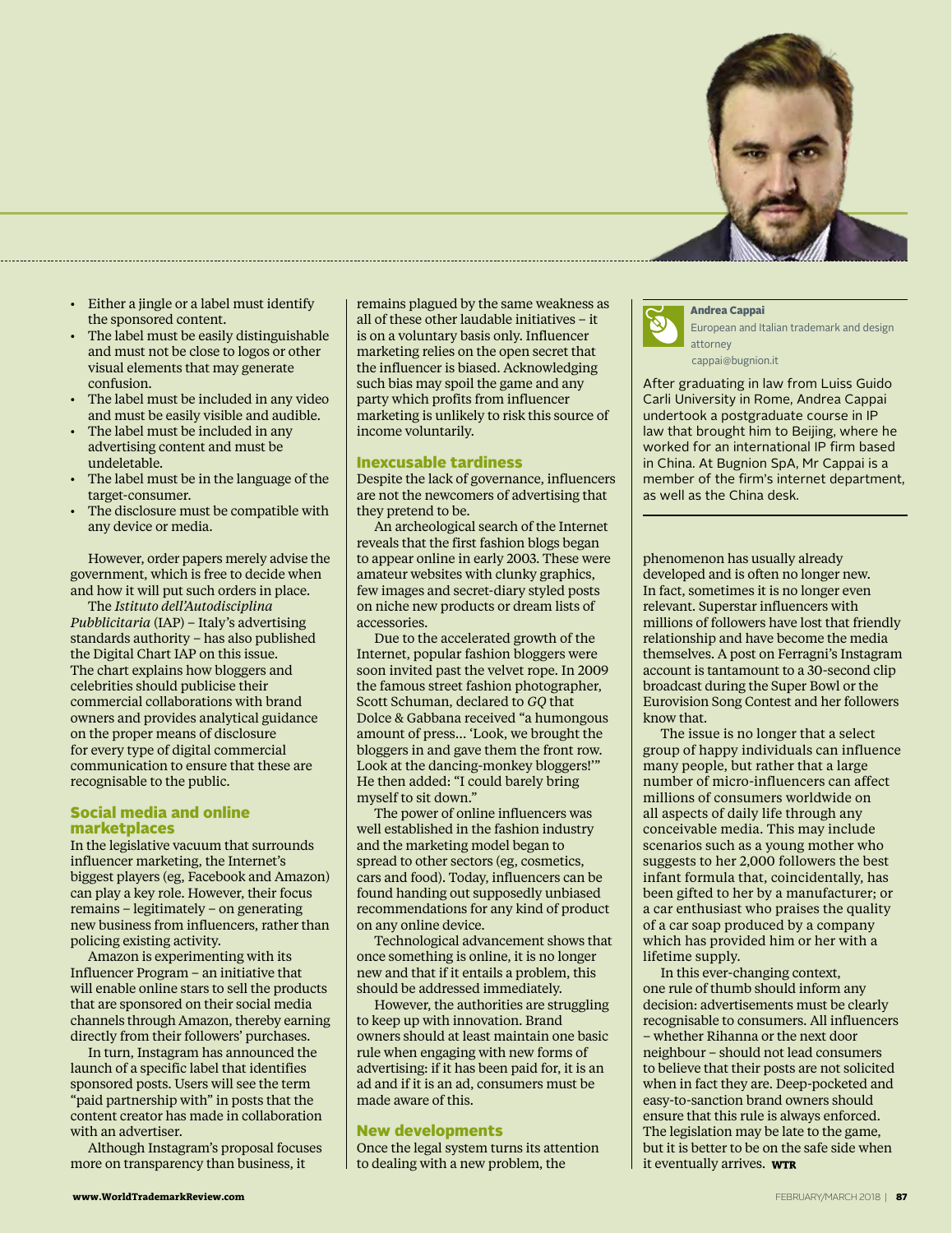- Either a jingle or a label must identify the sponsored content.
- The label must be easily distinguishable and must not be close to logos or other visual elements that may generate confusion.
- The label must be included in any video and must be easily visible and audible.
- The label must be included in any advertising content and must be undeletable.
- The label must be in the language of the target-consumer.
- The disclosure must be compatible with any device or media.

However, order papers merely advise the government, which is free to decide when and how it will put such orders in place.

The *Istituto dell'Autodisciplina Pubblicitaria* (IAP) – Italy's advertising standards authority – has also published the Digital Chart IAP on this issue. The chart explains how bloggers and celebrities should publicise their commercial collaborations with brand owners and provides analytical guidance on the proper means of disclosure for every type of digital commercial communication to ensure that these are recognisable to the public.

## Social media and online marketplaces

In the legislative vacuum that surrounds influencer marketing, the Internet's biggest players (eg, Facebook and Amazon) can play a key role. However, their focus remains – legitimately – on generating new business from influencers, rather than policing existing activity.

Amazon is experimenting with its Influencer Program – an initiative that will enable online stars to sell the products that are sponsored on their social media channels through Amazon, thereby earning directly from their followers' purchases.

In turn, Instagram has announced the launch of a specific label that identifies sponsored posts. Users will see the term "paid partnership with" in posts that the content creator has made in collaboration with an advertiser.

Although Instagram's proposal focuses more on transparency than business, it remains plagued by the same weakness as all of these other laudable initiatives – it is on a voluntary basis only. Influencer marketing relies on the open secret that the influencer is biased. Acknowledging such bias may spoil the game and any party which profits from influencer marketing is unlikely to risk this source of income voluntarily.

## Inexcusable tardiness

Despite the lack of governance, influencers are not the newcomers of advertising that they pretend to be.

An archeological search of the Internet reveals that the first fashion blogs began to appear online in early 2003. These were amateur websites with clunky graphics, few images and secret-diary styled posts on niche new products or dream lists of accessories.

Due to the accelerated growth of the Internet, popular fashion bloggers were soon invited past the velvet rope. In 2009 the famous street fashion photographer, Scott Schuman, declared to *GQ* that Dolce & Gabbana received "a humongous amount of press… 'Look, we brought the bloggers in and gave them the front row. Look at the dancing-monkey bloggers!'" He then added: "I could barely bring myself to sit down."

The power of online influencers was well established in the fashion industry and the marketing model began to spread to other sectors (eg, cosmetics, cars and food). Today, influencers can be found handing out supposedly unbiased recommendations for any kind of product on any online device.

Technological advancement shows that once something is online, it is no longer new and that if it entails a problem, this should be addressed immediately.

However, the authorities are struggling to keep up with innovation. Brand owners should at least maintain one basic rule when engaging with new forms of advertising: if it has been paid for, it is an ad and if it is an ad, consumers must be made aware of this.

## New developments

Once the legal system turns its attention to dealing with a new problem, the phenomenon has usually already developed and is often no longer new. In fact, sometimes it is no longer even relevant. Superstar influencers with millions of followers have lost that friendly relationship and have become the media themselves. A post on Ferragni's Instagram account is tantamount to a 30-second clip broadcast during the Super Bowl or the Eurovision Song Contest and her followers know that.

The issue is no longer that a select group of happy individuals can influence many people, but rather that a large number of micro-influencers can affect millions of consumers worldwide on all aspects of daily life through any conceivable media. This may include scenarios such as a young mother who suggests to her 2,000 followers the best infant formula that, coincidentally, has been gifted to her by a manufacturer; or a car enthusiast who praises the quality of a car soap produced by a company which has provided him or her with a lifetime supply.

In this ever-changing context, one rule of thumb should inform any decision: advertisements must be clearly recognisable to consumers. All influencers – whether Rihanna or the next door neighbour – should not lead consumers to believe that their posts are not solicited when in fact they are. Deep-pocketed and easy-to-sanction brand owners should ensure that this rule is always enforced. The legislation may be late to the game, but it is better to be on the safe side when it eventually arrives. **WTR**

---

**Andrea Cappai**
European and Italian trademark and design attorney
cappai@bugnion.it

After graduating in law from Luiss Guido Carli University in Rome, Andrea Cappai undertook a postgraduate course in IP law that brought him to Beijing, where he worked for an international IP firm based in China. At Bugnion SpA, Mr Cappai is a member of the firm's internet department, as well as the China desk.